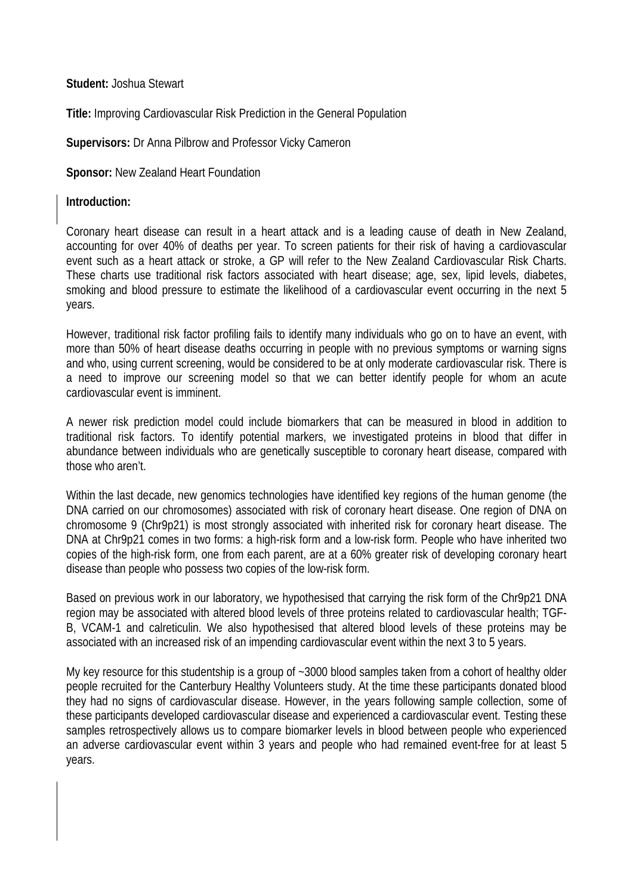**Student:** Joshua Stewart

**Title:** Improving Cardiovascular Risk Prediction in the General Population

**Supervisors:** Dr Anna Pilbrow and Professor Vicky Cameron

**Sponsor:** New Zealand Heart Foundation

**Introduction:**

Coronary heart disease can result in a heart attack and is a leading cause of death in New Zealand, accounting for over 40% of deaths per year. To screen patients for their risk of having a cardiovascular event such as a heart attack or stroke, a GP will refer to the New Zealand Cardiovascular Risk Charts. These charts use traditional risk factors associated with heart disease; age, sex, lipid levels, diabetes, smoking and blood pressure to estimate the likelihood of a cardiovascular event occurring in the next 5 years.

However, traditional risk factor profiling fails to identify many individuals who go on to have an event, with more than 50% of heart disease deaths occurring in people with no previous symptoms or warning signs and who, using current screening, would be considered to be at only moderate cardiovascular risk. There is a need to improve our screening model so that we can better identify people for whom an acute cardiovascular event is imminent.

A newer risk prediction model could include biomarkers that can be measured in blood in addition to traditional risk factors. To identify potential markers, we investigated proteins in blood that differ in abundance between individuals who are genetically susceptible to coronary heart disease, compared with those who aren't.

Within the last decade, new genomics technologies have identified key regions of the human genome (the DNA carried on our chromosomes) associated with risk of coronary heart disease. One region of DNA on chromosome 9 (Chr9p21) is most strongly associated with inherited risk for coronary heart disease. The DNA at Chr9p21 comes in two forms: a high-risk form and a low-risk form. People who have inherited two copies of the high-risk form, one from each parent, are at a 60% greater risk of developing coronary heart disease than people who possess two copies of the low-risk form.

Based on previous work in our laboratory, we hypothesised that carrying the risk form of the Chr9p21 DNA region may be associated with altered blood levels of three proteins related to cardiovascular health; TGF-B, VCAM-1 and calreticulin. We also hypothesised that altered blood levels of these proteins may be associated with an increased risk of an impending cardiovascular event within the next 3 to 5 years.

My key resource for this studentship is a group of ~3000 blood samples taken from a cohort of healthy older people recruited for the Canterbury Healthy Volunteers study. At the time these participants donated blood they had no signs of cardiovascular disease. However, in the years following sample collection, some of these participants developed cardiovascular disease and experienced a cardiovascular event. Testing these samples retrospectively allows us to compare biomarker levels in blood between people who experienced an adverse cardiovascular event within 3 years and people who had remained event-free for at least 5 years.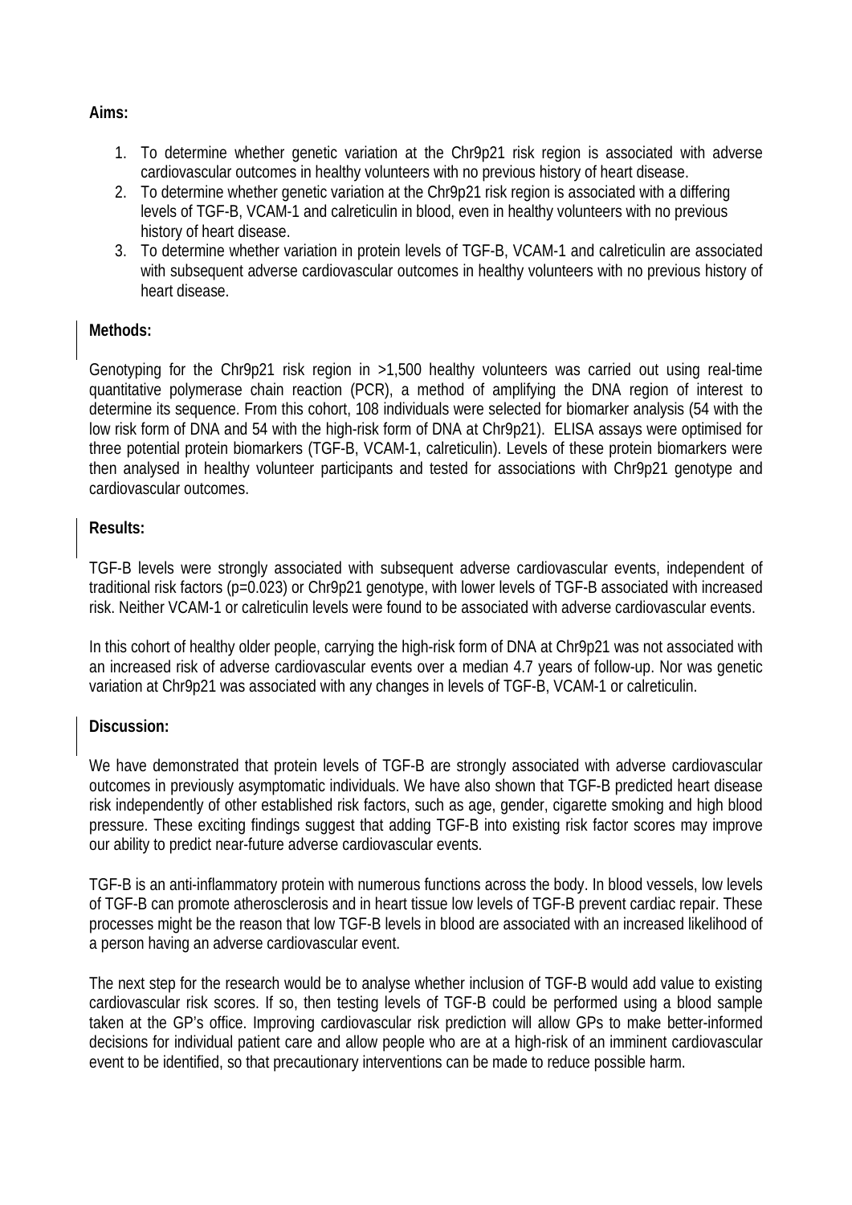**Aims:**

1. To determine whether genetic variation at the Chr9p21 risk region is associated with adverse cardiovascular outcomes in healthy volunteers with no previous history of heart disease.
2. To determine whether genetic variation at the Chr9p21 risk region is associated with a differing levels of TGF-B, VCAM-1 and calreticulin in blood, even in healthy volunteers with no previous history of heart disease.
3. To determine whether variation in protein levels of TGF-B, VCAM-1 and calreticulin are associated with subsequent adverse cardiovascular outcomes in healthy volunteers with no previous history of heart disease.

**Methods:**

Genotyping for the Chr9p21 risk region in >1,500 healthy volunteers was carried out using real-time quantitative polymerase chain reaction (PCR), a method of amplifying the DNA region of interest to determine its sequence. From this cohort, 108 individuals were selected for biomarker analysis (54 with the low risk form of DNA and 54 with the high-risk form of DNA at Chr9p21). ELISA assays were optimised for three potential protein biomarkers (TGF-B, VCAM-1, calreticulin). Levels of these protein biomarkers were then analysed in healthy volunteer participants and tested for associations with Chr9p21 genotype and cardiovascular outcomes.

**Results:**

TGF-B levels were strongly associated with subsequent adverse cardiovascular events, independent of traditional risk factors ($p=0.023$) or Chr9p21 genotype, with lower levels of TGF-B associated with increased risk. Neither VCAM-1 or calreticulin levels were found to be associated with adverse cardiovascular events.

In this cohort of healthy older people, carrying the high-risk form of DNA at Chr9p21 was not associated with an increased risk of adverse cardiovascular events over a median 4.7 years of follow-up. Nor was genetic variation at Chr9p21 was associated with any changes in levels of TGF-B, VCAM-1 or calreticulin.

**Discussion:**

We have demonstrated that protein levels of TGF-B are strongly associated with adverse cardiovascular outcomes in previously asymptomatic individuals. We have also shown that TGF-B predicted heart disease risk independently of other established risk factors, such as age, gender, cigarette smoking and high blood pressure. These exciting findings suggest that adding TGF-B into existing risk factor scores may improve our ability to predict near-future adverse cardiovascular events.

TGF-B is an anti-inflammatory protein with numerous functions across the body. In blood vessels, low levels of TGF-B can promote atherosclerosis and in heart tissue low levels of TGF-B prevent cardiac repair. These processes might be the reason that low TGF-B levels in blood are associated with an increased likelihood of a person having an adverse cardiovascular event.

The next step for the research would be to analyse whether inclusion of TGF-B would add value to existing cardiovascular risk scores. If so, then testing levels of TGF-B could be performed using a blood sample taken at the GP's office. Improving cardiovascular risk prediction will allow GPs to make better-informed decisions for individual patient care and allow people who are at a high-risk of an imminent cardiovascular event to be identified, so that precautionary interventions can be made to reduce possible harm.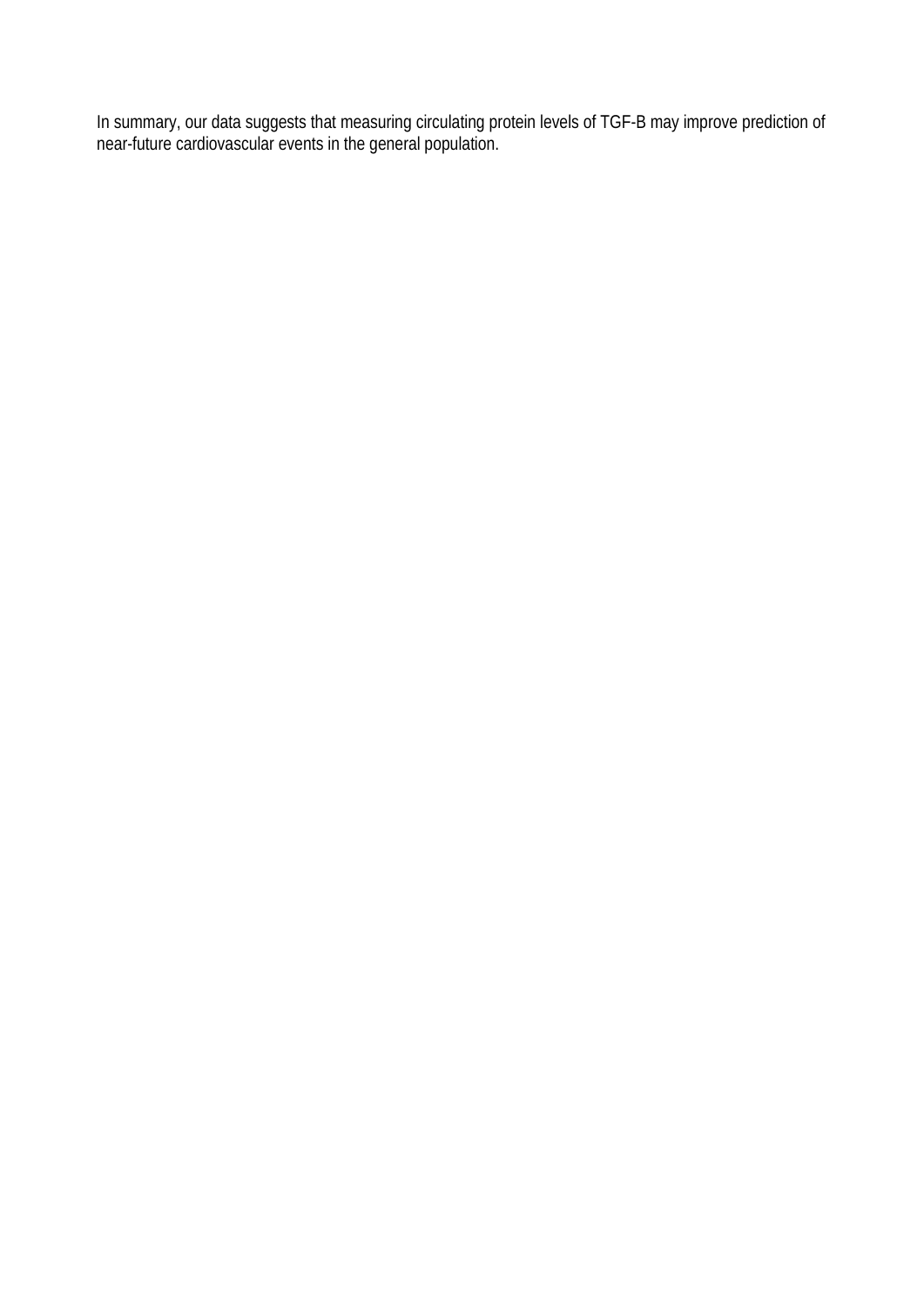In summary, our data suggests that measuring circulating protein levels of TGF-B may improve prediction of near-future cardiovascular events in the general population.